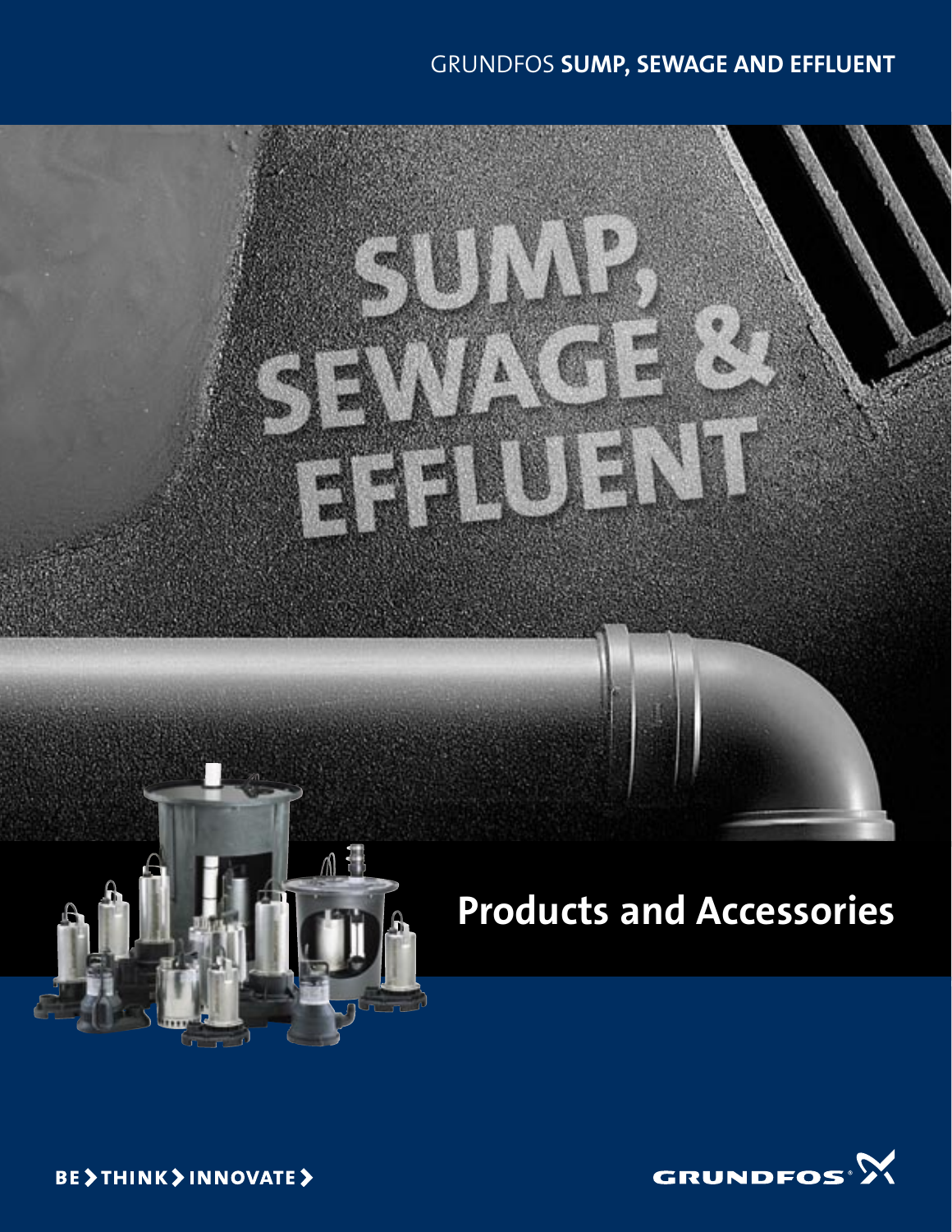GRUNDFOS **SUMP, SEWAGE AND EFFLUENT**

# SUMP, SEWAGE & EFFLUENT

## Products and Accessories

BE > THINK > INNOVATE >

GRUNDFOS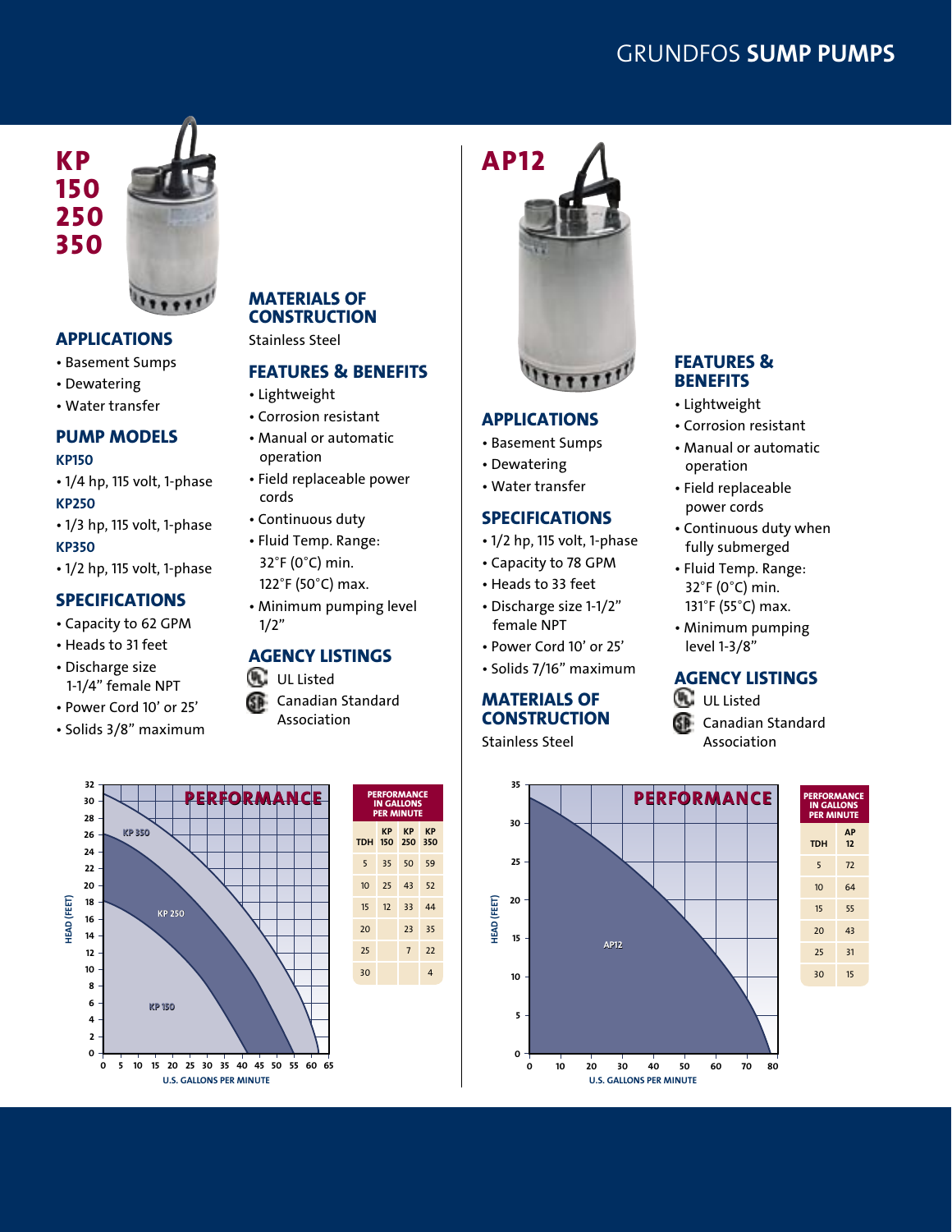# GRUNDFOS **SUMP PUMPS**

# KP 150 250 350

## APPLICATIONS

- Basement Sumps
- Dewatering
- Water transfer

## PUMP MODELS

### KP150

- 1/4 hp, 115 volt, 1-phase

### KP250

- 1/3 hp, 115 volt, 1-phase

### KP350

- 1/2 hp, 115 volt, 1-phase

## SPECIFICATIONS

- Capacity to 62 GPM
- Heads to 31 feet
- Discharge size 1-1/4" female NPT
- Power Cord 10' or 25'
- Solids 3/8" maximum

## MATERIALS OF CONSTRUCTION

Stainless Steel

## FEATURES & BENEFITS

- Lightweight
- Corrosion resistant
- Manual or automatic operation
- Field replaceable power cords
- Continuous duty
- Fluid Temp. Range: 32°F (0°C) min. 122°F (50°C) max.
- Minimum pumping level 1/2"

## AGENCY LISTINGS

- UL Listed
- Canadian Standard Association

### PERFORMANCE IN GALLONS PER MINUTE

| TDH | KP 150 | KP 250 | KP 350 |
|---|---|---|---|
| 5 | 35 | 50 | 59 |
| 10 | 25 | 43 | 52 |
| 15 | 12 | 33 | 44 |
| 20 | | 23 | 35 |
| 25 | | 7 | 22 |
| 30 | | | 4 |

# AP12

## APPLICATIONS

- Basement Sumps
- Dewatering
- Water transfer

## SPECIFICATIONS

- 1/2 hp, 115 volt, 1-phase
- Capacity to 78 GPM
- Heads to 33 feet
- Discharge size 1-1/2" female NPT
- Power Cord 10' or 25'
- Solids 7/16" maximum

## MATERIALS OF CONSTRUCTION

Stainless Steel

## FEATURES & BENEFITS

- Lightweight
- Corrosion resistant
- Manual or automatic operation
- Field replaceable power cords
- Continuous duty when fully submerged
- Fluid Temp. Range: 32°F (0°C) min. 131°F (55°C) max.
- Minimum pumping level 1-3/8"

## AGENCY LISTINGS

- UL Listed
- Canadian Standard Association

### PERFORMANCE IN GALLONS PER MINUTE

| TDH | AP 12 |
|---|---|
| 5 | 72 |
| 10 | 64 |
| 15 | 55 |
| 20 | 43 |
| 25 | 31 |
| 30 | 15 |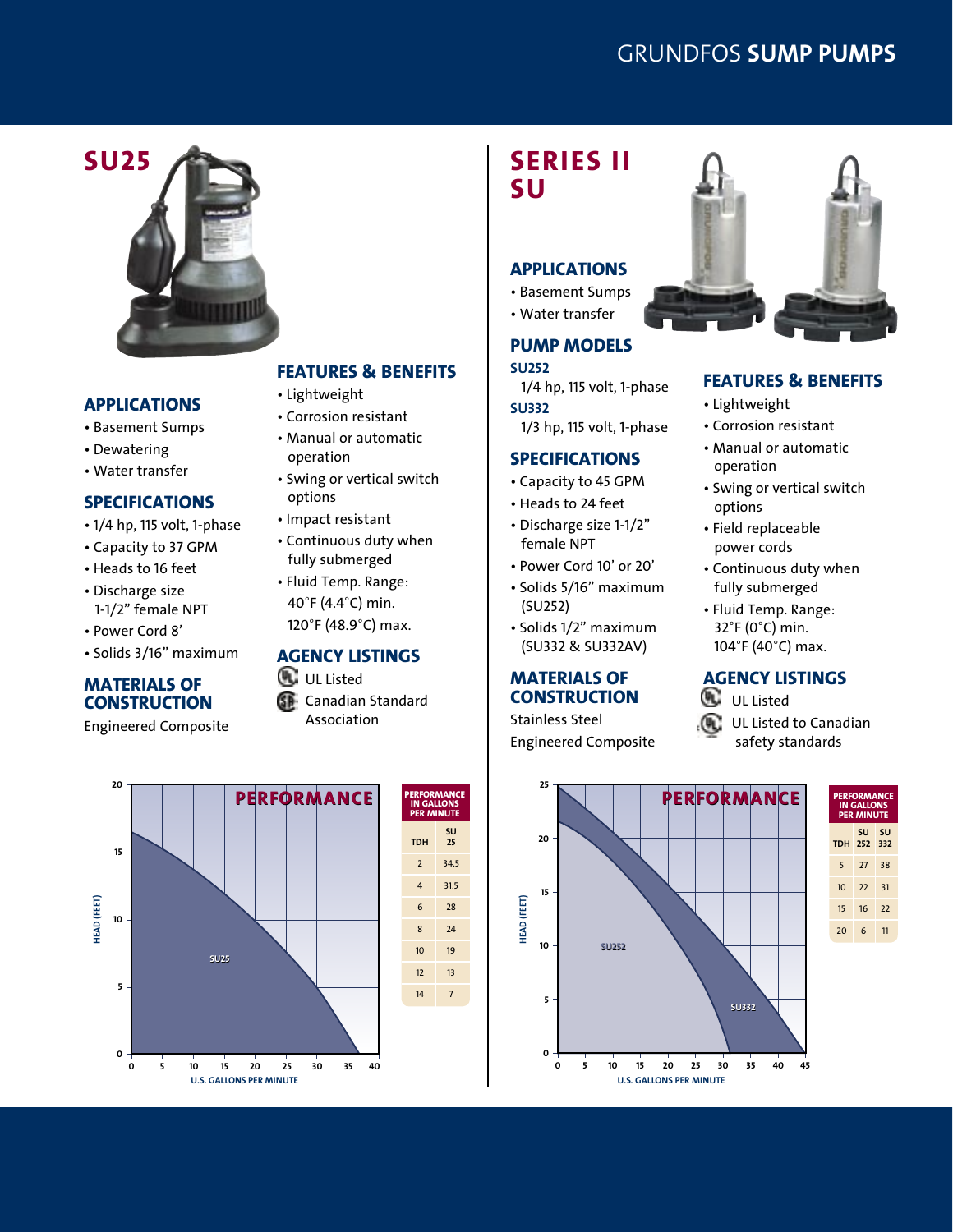## SU25

### APPLICATIONS

- Basement Sumps
- Dewatering
- Water transfer

### SPECIFICATIONS

- 1/4 hp, 115 volt, 1-phase
- Capacity to 37 GPM
- Heads to 16 feet
- Discharge size 1-1/2" female NPT
- Power Cord 8'
- Solids 3/16" maximum

### MATERIALS OF CONSTRUCTION

Engineered Composite

### FEATURES & BENEFITS

- Lightweight
- Corrosion resistant
- Manual or automatic operation
- Swing or vertical switch options
- Impact resistant
- Continuous duty when fully submerged
- Fluid Temp. Range: 40°F (4.4°C) min. 120°F (48.9°C) max.

### AGENCY LISTINGS

- UL Listed
- Canadian Standard Association

### PERFORMANCE

| PERFORMANCE IN GALLONS PER MINUTE | |
|---|---|
| TDH | SU 25 |
| 2 | 34.5 |
| 4 | 31.5 |
| 6 | 28 |
| 8 | 24 |
| 10 | 19 |
| 12 | 13 |
| 14 | 7 |

## SERIES II SU

### APPLICATIONS

- Basement Sumps
- Water transfer

### PUMP MODELS

**SU252**
1/4 hp, 115 volt, 1-phase

**SU332**
1/3 hp, 115 volt, 1-phase

### SPECIFICATIONS

- Capacity to 45 GPM
- Heads to 24 feet
- Discharge size 1-1/2" female NPT
- Power Cord 10' or 20'
- Solids 5/16" maximum (SU252)
- Solids 1/2" maximum (SU332 & SU332AV)

### MATERIALS OF CONSTRUCTION

Stainless Steel
Engineered Composite

### FEATURES & BENEFITS

- Lightweight
- Corrosion resistant
- Manual or automatic operation
- Swing or vertical switch options
- Field replaceable power cords
- Continuous duty when fully submerged
- Fluid Temp. Range: 32°F (0°C) min. 104°F (40°C) max.

### AGENCY LISTINGS

- UL Listed
- UL Listed to Canadian safety standards

### PERFORMANCE

| PERFORMANCE IN GALLONS PER MINUTE | | |
|---|---|---|
| TDH | SU 252 | SU 332 |
| 5 | 27 | 38 |
| 10 | 22 | 31 |
| 15 | 16 | 22 |
| 20 | 6 | 11 |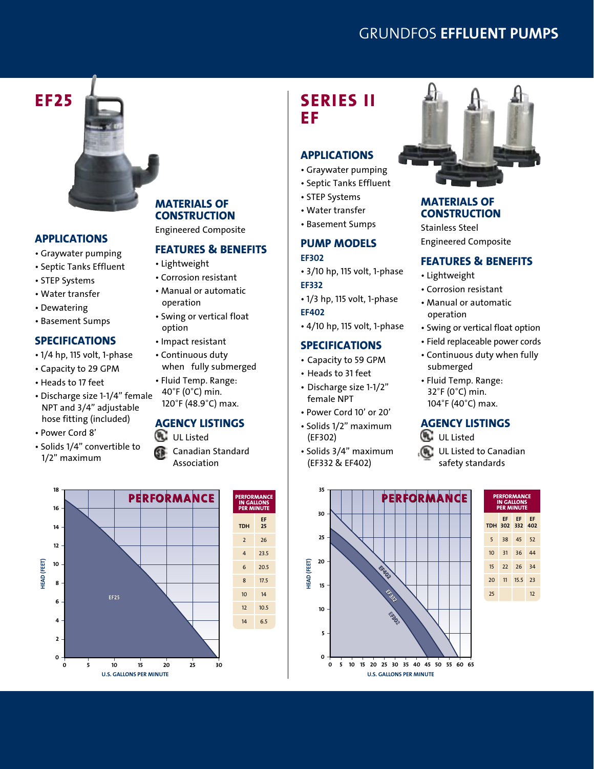# GRUNDFOS **EFFLUENT PUMPS**

## EF25

### APPLICATIONS

- Graywater pumping
- Septic Tanks Effluent
- STEP Systems
- Water transfer
- Dewatering
- Basement Sumps

### SPECIFICATIONS

- 1/4 hp, 115 volt, 1-phase
- Capacity to 29 GPM
- Heads to 17 feet
- Discharge size 1-1/4" female NPT and 3/4" adjustable hose fitting (included)
- Power Cord 8'
- Solids 1/4" convertible to 1/2" maximum

### MATERIALS OF CONSTRUCTION

Engineered Composite

### FEATURES & BENEFITS

- Lightweight
- Corrosion resistant
- Manual or automatic operation
- Swing or vertical float option
- Impact resistant
- Continuous duty when fully submerged
- Fluid Temp. Range: 40°F (0°C) min. 120°F (48.9°C) max.

### AGENCY LISTINGS

- UL Listed
- Canadian Standard Association

### PERFORMANCE

PERFORMANCE IN GALLONS PER MINUTE

| TDH | EF 25 |
|---|---|
| 2 | 26 |
| 4 | 23.5 |
| 6 | 20.5 |
| 8 | 17.5 |
| 10 | 14 |
| 12 | 10.5 |
| 14 | 6.5 |

## SERIES II EF

### APPLICATIONS

- Graywater pumping
- Septic Tanks Effluent
- STEP Systems
- Water transfer
- Basement Sumps

### PUMP MODELS

**EF302**
- 3/10 hp, 115 volt, 1-phase

**EF332**
- 1/3 hp, 115 volt, 1-phase

**EF402**
- 4/10 hp, 115 volt, 1-phase

### SPECIFICATIONS

- Capacity to 59 GPM
- Heads to 31 feet
- Discharge size 1-1/2" female NPT
- Power Cord 10' or 20'
- Solids 1/2" maximum (EF302)
- Solids 3/4" maximum (EF332 & EF402)

### MATERIALS OF CONSTRUCTION

Stainless Steel
Engineered Composite

### FEATURES & BENEFITS

- Lightweight
- Corrosion resistant
- Manual or automatic operation
- Swing or vertical float option
- Field replaceable power cords
- Continuous duty when fully submerged
- Fluid Temp. Range: 32°F (0°C) min. 104°F (40°C) max.

### AGENCY LISTINGS

- UL Listed
- UL Listed to Canadian safety standards

### PERFORMANCE

PERFORMANCE IN GALLONS PER MINUTE

| TDH | EF 302 | EF 332 | EF 402 |
|---|---|---|---|
| 5 | 38 | 45 | 52 |
| 10 | 31 | 36 | 44 |
| 15 | 22 | 26 | 34 |
| 20 | 11 | 15.5 | 23 |
| 25 | | | 12 |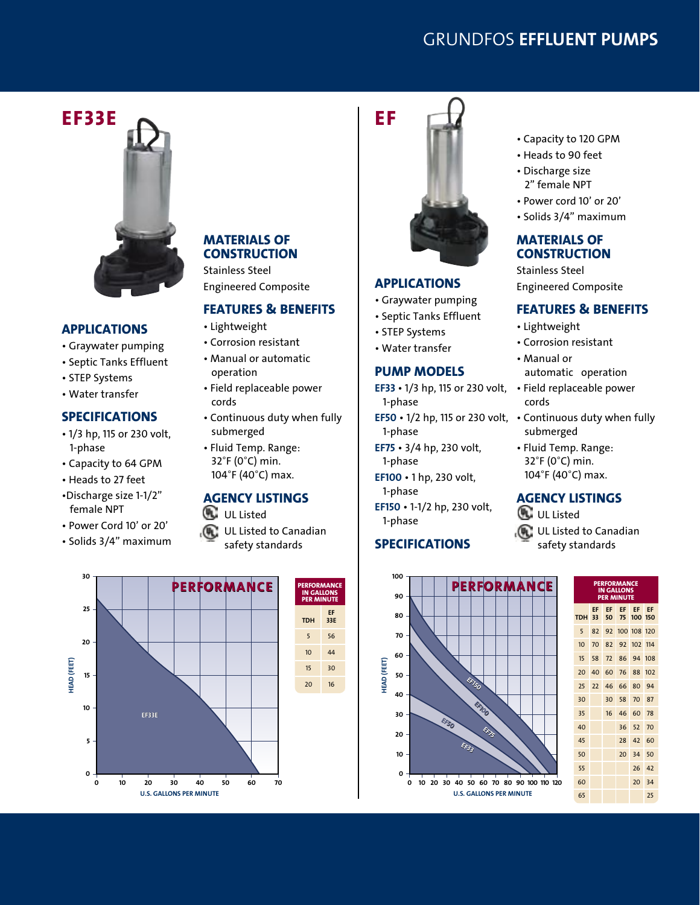# GRUNDFOS **EFFLUENT PUMPS**

## EF33E

### APPLICATIONS

- Graywater pumping
- Septic Tanks Effluent
- STEP Systems
- Water transfer

### SPECIFICATIONS

- 1/3 hp, 115 or 230 volt, 1-phase
- Capacity to 64 GPM
- Heads to 27 feet
- Discharge size 1-1/2" female NPT
- Power Cord 10' or 20'
- Solids 3/4" maximum

### MATERIALS OF CONSTRUCTION

Stainless Steel

Engineered Composite

### FEATURES & BENEFITS

- Lightweight
- Corrosion resistant
- Manual or automatic operation
- Field replaceable power cords
- Continuous duty when fully submerged
- Fluid Temp. Range: 32°F (0°C) min. 104°F (40°C) max.

### AGENCY LISTINGS

- UL Listed
- UL Listed to Canadian safety standards

### PERFORMANCE

**PERFORMANCE IN GALLONS PER MINUTE**

| TDH | EF 33E |
|---|---|
| 5 | 56 |
| 10 | 44 |
| 15 | 30 |
| 20 | 16 |

## EF

- Capacity to 120 GPM
- Heads to 90 feet
- Discharge size 2" female NPT
- Power cord 10' or 20'
- Solids 3/4" maximum

### APPLICATIONS

- Graywater pumping
- Septic Tanks Effluent
- STEP Systems
- Water transfer

### PUMP MODELS

**EF33** • 1/3 hp, 115 or 230 volt, 1-phase

**EF50** • 1/2 hp, 115 or 230 volt, 1-phase

**EF75** • 3/4 hp, 230 volt, 1-phase

**EF100** • 1 hp, 230 volt, 1-phase

**EF150** • 1-1/2 hp, 230 volt, 1-phase

### SPECIFICATIONS

### MATERIALS OF CONSTRUCTION

Stainless Steel

Engineered Composite

### FEATURES & BENEFITS

- Lightweight
- Corrosion resistant
- Manual or automatic operation
- Field replaceable power cords
- Continuous duty when fully submerged
- Fluid Temp. Range: 32°F (0°C) min. 104°F (40°C) max.

### AGENCY LISTINGS

- UL Listed
- UL Listed to Canadian safety standards

### PERFORMANCE

**PERFORMANCE IN GALLONS PER MINUTE**

| TDH | EF 33 | EF 50 | EF 75 | EF 100 | EF 150 |
|---|---|---|---|---|---|
| 5 | 82 | 92 | 100 | 108 | 120 |
| 10 | 70 | 82 | 92 | 102 | 114 |
| 15 | 58 | 72 | 86 | 94 | 108 |
| 20 | 40 | 60 | 76 | 88 | 102 |
| 25 | 22 | 46 | 66 | 80 | 94 |
| 30 | | 30 | 58 | 70 | 87 |
| 35 | | 16 | 46 | 60 | 78 |
| 40 | | | 36 | 52 | 70 |
| 45 | | | 28 | 42 | 60 |
| 50 | | | 20 | 34 | 50 |
| 55 | | | | 26 | 42 |
| 60 | | | | 20 | 34 |
| 65 | | | | | 25 |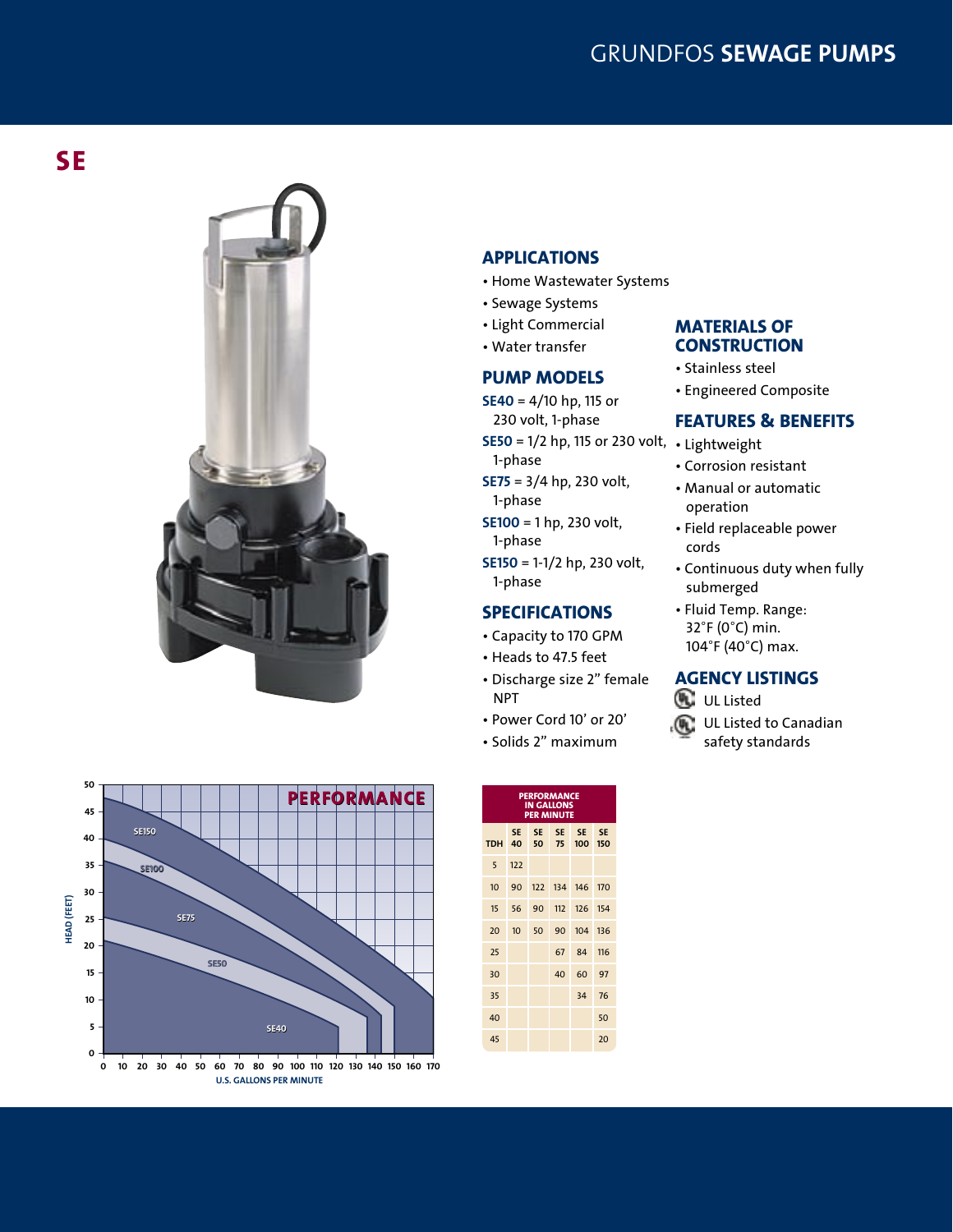# GRUNDFOS **SEWAGE PUMPS**

## SE

### APPLICATIONS

- Home Wastewater Systems
- Sewage Systems
- Light Commercial
- Water transfer

### PUMP MODELS

**SE40** = 4/10 hp, 115 or 230 volt, 1-phase

**SE50** = 1/2 hp, 115 or 230 volt, 1-phase

**SE75** = 3/4 hp, 230 volt, 1-phase

**SE100** = 1 hp, 230 volt, 1-phase

**SE150** = 1-1/2 hp, 230 volt, 1-phase

### SPECIFICATIONS

- Capacity to 170 GPM
- Heads to 47.5 feet
- Discharge size 2" female NPT
- Power Cord 10' or 20'
- Solids 2" maximum

### MATERIALS OF CONSTRUCTION

- Stainless steel
- Engineered Composite

### FEATURES & BENEFITS

- Lightweight
- Corrosion resistant
- Manual or automatic operation
- Field replaceable power cords
- Continuous duty when fully submerged
- Fluid Temp. Range: 32°F (0°C) min. 104°F (40°C) max.

### AGENCY LISTINGS

UL Listed

UL Listed to Canadian safety standards

**PERFORMANCE**

HEAD (FEET) vs. U.S. GALLONS PER MINUTE — curves: SE150, SE100, SE75, SE50, SE40

**PERFORMANCE IN GALLONS PER MINUTE**

| TDH | SE 40 | SE 50 | SE 75 | SE 100 | SE 150 |
|---|---|---|---|---|---|
| 5 | 122 | | | | |
| 10 | 90 | 122 | 134 | 146 | 170 |
| 15 | 56 | 90 | 112 | 126 | 154 |
| 20 | 10 | 50 | 90 | 104 | 136 |
| 25 | | | 67 | 84 | 116 |
| 30 | | | 40 | 60 | 97 |
| 35 | | | | 34 | 76 |
| 40 | | | | | 50 |
| 45 | | | | | 20 |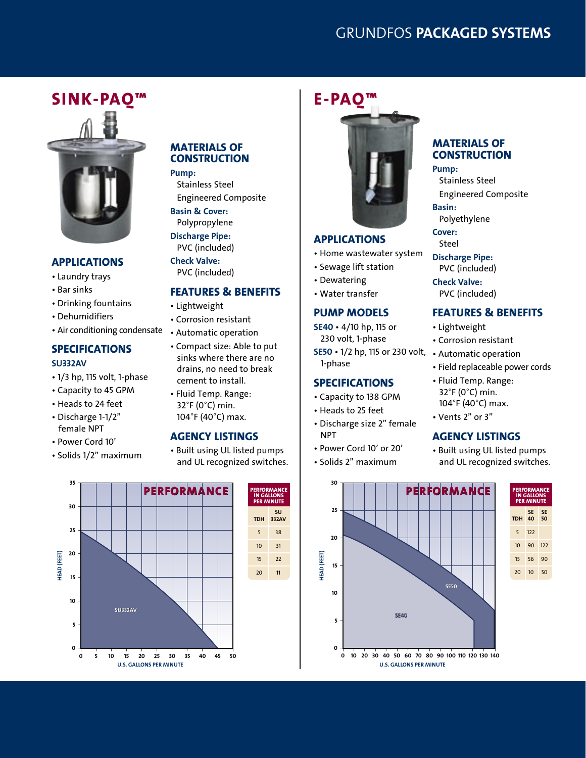# GRUNDFOS PACKAGED SYSTEMS

## SINK-PAQ™

### APPLICATIONS

- Laundry trays
- Bar sinks
- Drinking fountains
- Dehumidifiers
- Air conditioning condensate

### SPECIFICATIONS

**SU332AV**

- 1/3 hp, 115 volt, 1-phase
- Capacity to 45 GPM
- Heads to 24 feet
- Discharge 1-1/2" female NPT
- Power Cord 10'
- Solids 1/2" maximum

### MATERIALS OF CONSTRUCTION

**Pump:**
Stainless Steel
Engineered Composite

**Basin & Cover:**
Polypropylene

**Discharge Pipe:**
PVC (included)

**Check Valve:**
PVC (included)

### FEATURES & BENEFITS

- Lightweight
- Corrosion resistant
- Automatic operation
- Compact size: Able to put sinks where there are no drains, no need to break cement to install.
- Fluid Temp. Range: 32˚F (0˚C) min. 104˚F (40˚C) max.

### AGENCY LISTINGS

- Built using UL listed pumps and UL recognized switches.

### PERFORMANCE

| TDH | SU 332AV |
|---|---|
| 5 | 38 |
| 10 | 31 |
| 15 | 22 |
| 20 | 11 |

PERFORMANCE IN GALLONS PER MINUTE

## E-PAQ™

### APPLICATIONS

- Home wastewater system
- Sewage lift station
- Dewatering
- Water transfer

### PUMP MODELS

**SE40** • 4/10 hp, 115 or 230 volt, 1-phase

**SE50** • 1/2 hp, 115 or 230 volt, 1-phase

### SPECIFICATIONS

- Capacity to 138 GPM
- Heads to 25 feet
- Discharge size 2" female NPT
- Power Cord 10' or 20'
- Solids 2" maximum

### MATERIALS OF CONSTRUCTION

**Pump:**
Stainless Steel
Engineered Composite

**Basin:**
Polyethylene

**Cover:**
Steel

**Discharge Pipe:**
PVC (included)

**Check Valve:**
PVC (included)

### FEATURES & BENEFITS

- Lightweight
- Corrosion resistant
- Automatic operation
- Field replaceable power cords
- Fluid Temp. Range: 32˚F (0˚C) min. 104˚F (40˚C) max.
- Vents 2" or 3"

### AGENCY LISTINGS

- Built using UL listed pumps and UL recognized switches.

### PERFORMANCE

| TDH | SE 40 | SE 50 |
|---|---|---|
| 5 | 122 | |
| 10 | 90 | 122 |
| 15 | 56 | 90 |
| 20 | 10 | 50 |

PERFORMANCE IN GALLONS PER MINUTE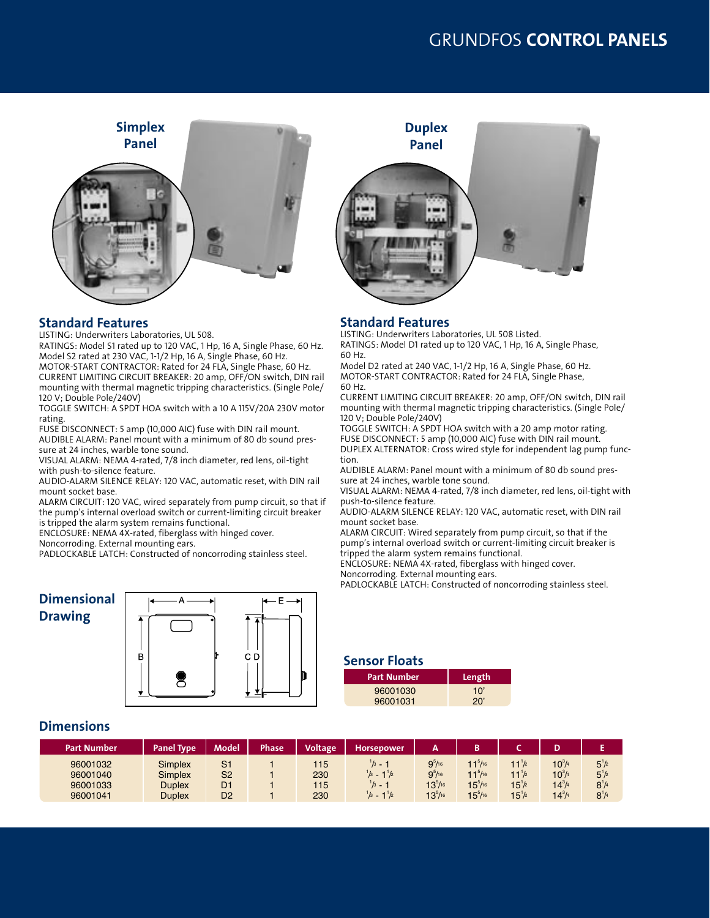# GRUNDFOS **CONTROL PANELS**

## Simplex Panel

### Standard Features

LISTING: Underwriters Laboratories, UL 508.

RATINGS: Model S1 rated up to 120 VAC, 1 Hp, 16 A, Single Phase, 60 Hz. Model S2 rated at 230 VAC, 1-1/2 Hp, 16 A, Single Phase, 60 Hz.

MOTOR-START CONTRACTOR: Rated for 24 FLA, Single Phase, 60 Hz.

CURRENT LIMITING CIRCUIT BREAKER: 20 amp, OFF/ON switch, DIN rail mounting with thermal magnetic tripping characteristics. (Single Pole/ 120 V; Double Pole/240V)

TOGGLE SWITCH: A SPDT HOA switch with a 10 A 115V/20A 230V motor rating.

FUSE DISCONNECT: 5 amp (10,000 AIC) fuse with DIN rail mount.

AUDIBLE ALARM: Panel mount with a minimum of 80 db sound pressure at 24 inches, warble tone sound.

VISUAL ALARM: NEMA 4-rated, 7/8 inch diameter, red lens, oil-tight with push-to-silence feature.

AUDIO-ALARM SILENCE RELAY: 120 VAC, automatic reset, with DIN rail mount socket base.

ALARM CIRCUIT: 120 VAC, wired separately from pump circuit, so that if the pump's internal overload switch or current-limiting circuit breaker is tripped the alarm system remains functional.

ENCLOSURE: NEMA 4X-rated, fiberglass with hinged cover. Noncorroding. External mounting ears.

PADLOCKABLE LATCH: Constructed of noncorroding stainless steel.

## Duplex Panel

### Standard Features

LISTING: Underwriters Laboratories, UL 508 Listed.

RATINGS: Model D1 rated up to 120 VAC, 1 Hp, 16 A, Single Phase, 60 Hz.

Model D2 rated at 240 VAC, 1-1/2 Hp, 16 A, Single Phase, 60 Hz.

MOTOR-START CONTRACTOR: Rated for 24 FLA, Single Phase, 60 Hz.

CURRENT LIMITING CIRCUIT BREAKER: 20 amp, OFF/ON switch, DIN rail mounting with thermal magnetic tripping characteristics. (Single Pole/ 120 V; Double Pole/240V)

TOGGLE SWITCH: A SPDT HOA switch with a 20 amp motor rating.

FUSE DISCONNECT: 5 amp (10,000 AIC) fuse with DIN rail mount.

DUPLEX ALTERNATOR: Cross wired style for independent lag pump function.

AUDIBLE ALARM: Panel mount with a minimum of 80 db sound pressure at 24 inches, warble tone sound.

VISUAL ALARM: NEMA 4-rated, 7/8 inch diameter, red lens, oil-tight with push-to-silence feature.

AUDIO-ALARM SILENCE RELAY: 120 VAC, automatic reset, with DIN rail mount socket base.

ALARM CIRCUIT: Wired separately from pump circuit, so that if the pump's internal overload switch or current-limiting circuit breaker is tripped the alarm system remains functional.

ENCLOSURE: NEMA 4X-rated, fiberglass with hinged cover. Noncorroding. External mounting ears.

PADLOCKABLE LATCH: Constructed of noncorroding stainless steel.

## Dimensional Drawing

## Sensor Floats

| Part Number | Length |
|---|---|
| 96001030 | 10' |
| 96001031 | 20' |

## Dimensions

| Part Number | Panel Type | Model | Phase | Voltage | Horsepower | A | B | C | D | E |
|---|---|---|---|---|---|---|---|---|---|---|
| 96001032 | Simplex | S1 | 1 | 115 | 1/3 - 1 | 9 5/16 | 11 5/16 | 11 1/2 | 10 3/4 | 5 1/2 |
| 96001040 | Simplex | S2 | 1 | 230 | 1/3 - 1 1/2 | 9 5/16 | 11 5/16 | 11 1/2 | 10 3/4 | 5 1/2 |
| 96001033 | Duplex | D1 | 1 | 115 | 1/3 - 1 | 13 5/16 | 15 5/16 | 15 1/2 | 14 3/4 | 8 1/4 |
| 96001041 | Duplex | D2 | 1 | 230 | 1/3 - 1 1/2 | 13 5/16 | 15 5/16 | 15 1/2 | 14 3/4 | 8 1/4 |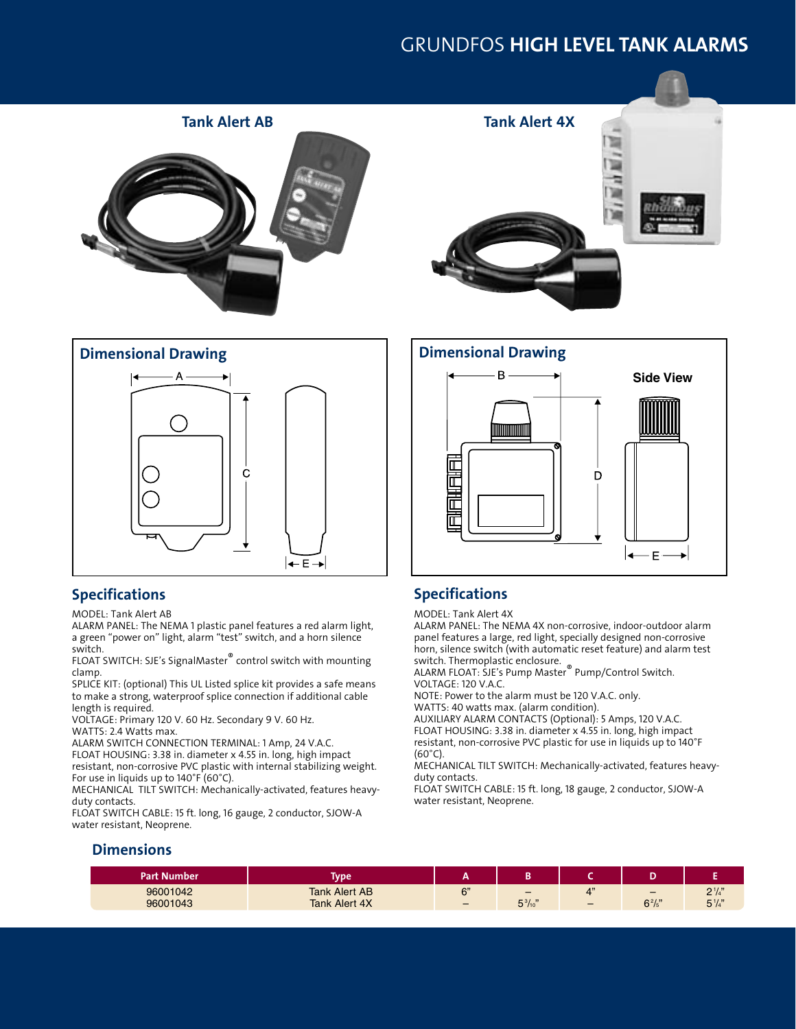# GRUNDFOS HIGH LEVEL TANK ALARMS

## Tank Alert AB

## Tank Alert 4X

### Dimensional Drawing

### Dimensional Drawing

## Specifications

MODEL: Tank Alert AB

ALARM PANEL: The NEMA 1 plastic panel features a red alarm light, a green "power on" light, alarm "test" switch, and a horn silence switch.

FLOAT SWITCH: SJE's SignalMaster® control switch with mounting clamp.

SPLICE KIT: (optional) This UL Listed splice kit provides a safe means to make a strong, waterproof splice connection if additional cable length is required.

VOLTAGE: Primary 120 V. 60 Hz. Secondary 9 V. 60 Hz.

WATTS: 2.4 Watts max.

ALARM SWITCH CONNECTION TERMINAL: 1 Amp, 24 V.A.C.

FLOAT HOUSING: 3.38 in. diameter x 4.55 in. long, high impact resistant, non-corrosive PVC plastic with internal stabilizing weight. For use in liquids up to 140°F (60°C).

MECHANICAL TILT SWITCH: Mechanically-activated, features heavy-duty contacts.

FLOAT SWITCH CABLE: 15 ft. long, 16 gauge, 2 conductor, SJOW-A water resistant, Neoprene.

## Specifications

MODEL: Tank Alert 4X

ALARM PANEL: The NEMA 4X non-corrosive, indoor-outdoor alarm panel features a large, red light, specially designed non-corrosive horn, silence switch (with automatic reset feature) and alarm test switch. Thermoplastic enclosure.

ALARM FLOAT: SJE's Pump Master® Pump/Control Switch.

VOLTAGE: 120 V.A.C.

NOTE: Power to the alarm must be 120 V.A.C. only.

WATTS: 40 watts max. (alarm condition).

AUXILIARY ALARM CONTACTS (Optional): 5 Amps, 120 V.A.C.

FLOAT HOUSING: 3.38 in. diameter x 4.55 in. long, high impact resistant, non-corrosive PVC plastic for use in liquids up to 140°F (60°C).

MECHANICAL TILT SWITCH: Mechanically-activated, features heavy-duty contacts.

FLOAT SWITCH CABLE: 15 ft. long, 18 gauge, 2 conductor, SJOW-A water resistant, Neoprene.

## Dimensions

| Part Number | Type | A | B | C | D | E |
|---|---|---|---|---|---|---|
| 96001042 | Tank Alert AB | 6" | – | 4" | – | 2 1/4" |
| 96001043 | Tank Alert 4X | – | 5 3/10" | – | 6 2/5" | 5 1/4" |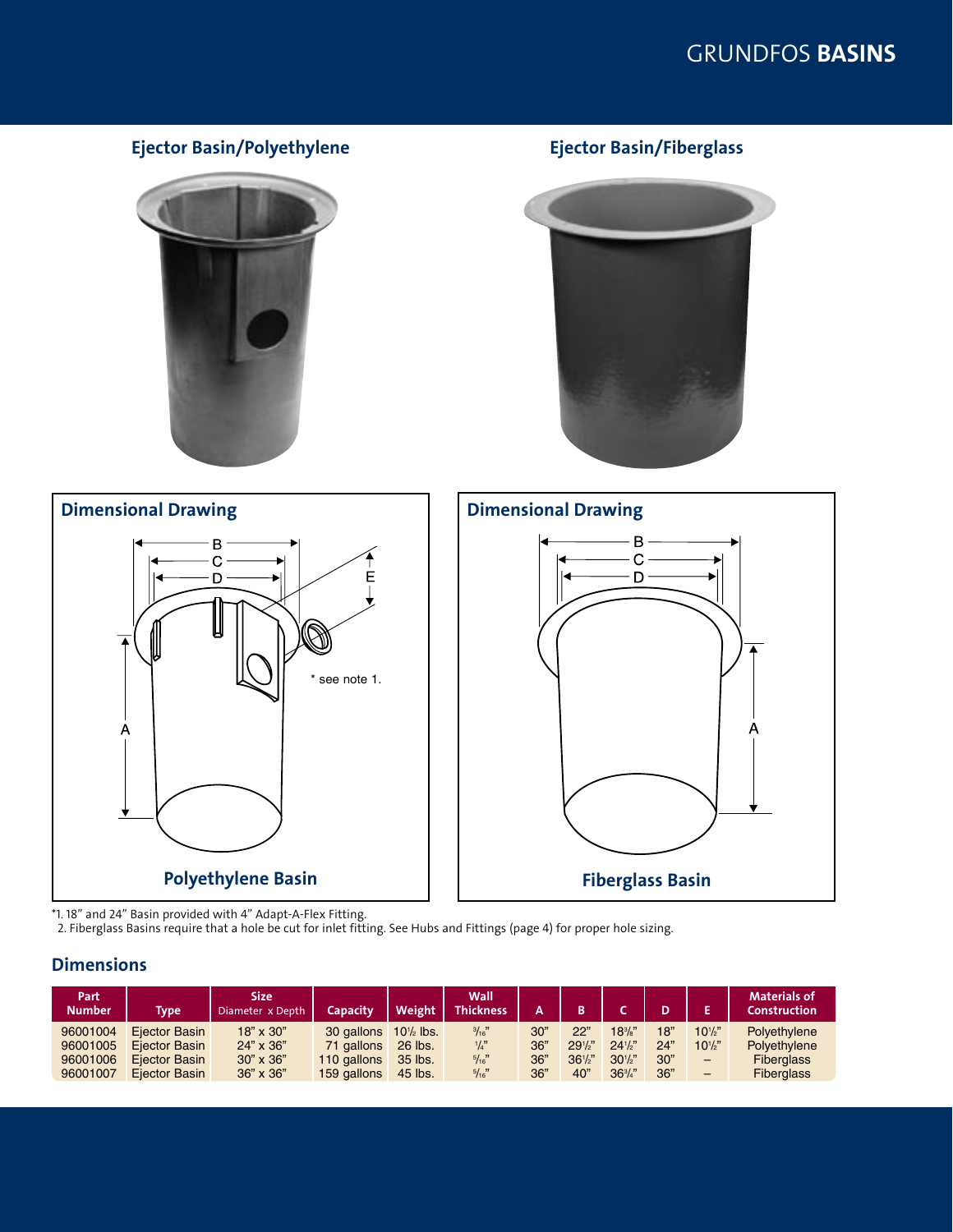# GRUNDFOS BASINS

## Ejector Basin/Polyethylene

## Ejector Basin/Fiberglass

### Dimensional Drawing

Polyethylene Basin

### Dimensional Drawing

Fiberglass Basin

*1. 18" and 24" Basin provided with 4" Adapt-A-Flex Fitting.
2. Fiberglass Basins require that a hole be cut for inlet fitting. See Hubs and Fittings (page 4) for proper hole sizing.

## Dimensions

| Part Number | Type | Size Diameter x Depth | Capacity | Weight | Wall Thickness | A | B | C | D | E | Materials of Construction |
|---|---|---|---|---|---|---|---|---|---|---|---|
| 96001004 | Ejector Basin | 18" x 30" | 30 gallons | 10½ lbs. | 3/16" | 30" | 22" | 18⅜" | 18" | 10½" | Polyethylene |
| 96001005 | Ejector Basin | 24" x 36" | 71 gallons | 26 lbs. | ¼" | 36" | 29½" | 24½" | 24" | 10½" | Polyethylene |
| 96001006 | Ejector Basin | 30" x 36" | 110 gallons | 35 lbs. | 5/16" | 36" | 36½" | 30½" | 30" | – | Fiberglass |
| 96001007 | Ejector Basin | 36" x 36" | 159 gallons | 45 lbs. | 5/16" | 36" | 40" | 36¾" | 36" | – | Fiberglass |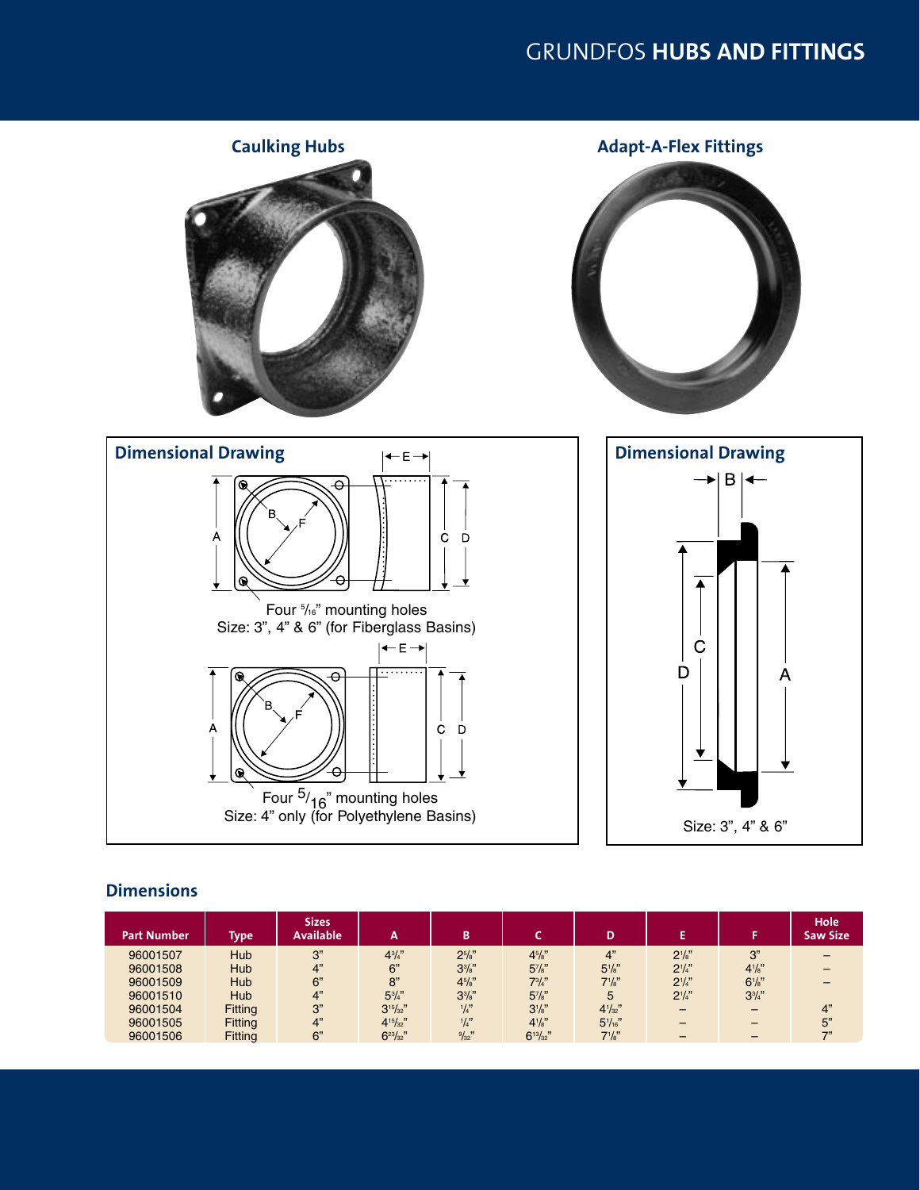# GRUNDFOS **HUBS AND FITTINGS**

## Caulking Hubs

## Adapt-A-Flex Fittings

### Dimensional Drawing

Four 5/16" mounting holes
Size: 3", 4" & 6" (for Fiberglass Basins)

Four 5/16" mounting holes
Size: 4" only (for Polyethylene Basins)

### Dimensional Drawing

Size: 3", 4" & 6"

## Dimensions

| Part Number | Type | Sizes Available | A | B | C | D | E | F | Hole Saw Size |
|---|---|---|---|---|---|---|---|---|---|
| 96001507 | Hub | 3" | 4¾" | 2⅝" | 4⅝" | 4" | 2⅛" | 3" | – |
| 96001508 | Hub | 4" | 6" | 3⅜" | 5⅞" | 5⅛" | 2¼" | 4⅛" | – |
| 96001509 | Hub | 6" | 8" | 4⅝" | 7¾" | 7⅛" | 2¼" | 6⅛" | – |
| 96001510 | Hub | 4" | 5¾" | 3⅜" | 5⅞" | 5 | 2¼" | 3¾" | |
| 96001504 | Fitting | 3" | 3¹⁵⁄₃₂" | ¼" | 3⅛" | 4¹⁄₃₂" | – | – | 4" |
| 96001505 | Fitting | 4" | 4¹⁵⁄₃₂" | ¼" | 4⅛" | 5¹⁄₁₆" | – | – | 5" |
| 96001506 | Fitting | 6" | 6²³⁄₃₂" | ⁹⁄₃₂" | 6¹³⁄₃₂" | 7⅛" | – | – | 7" |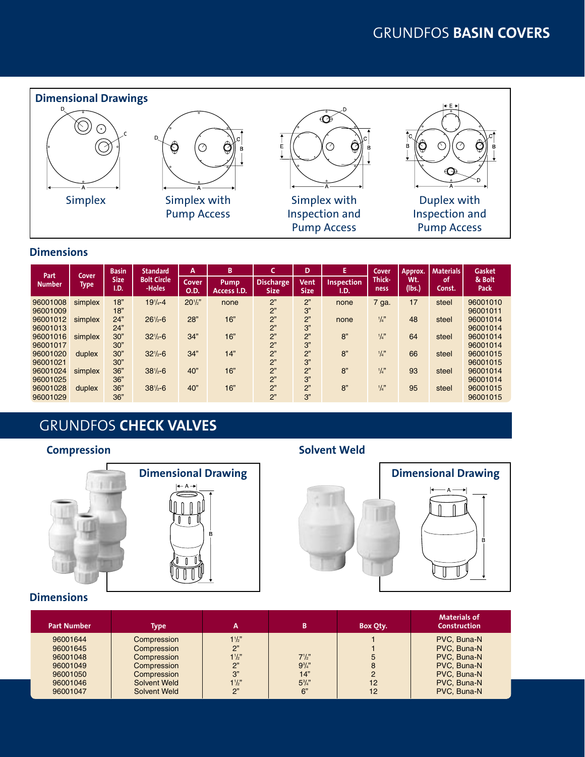# GRUNDFOS **BASIN COVERS**

## Dimensional Drawings

Simplex

Simplex with Pump Access

Simplex with Inspection and Pump Access

Duplex with Inspection and Pump Access

## Dimensions

| Part Number | Cover Type | Basin Size I.D. | Standard Bolt Circle -Holes | A Cover O.D. | B Pump Access I.D. | C Discharge Size | D Vent Size | E Inspection I.D. | Cover Thick-ness | Approx. Wt. (lbs.) | Materials of Const. | Gasket & Bolt Pack |
|---|---|---|---|---|---|---|---|---|---|---|---|---|
| 96001008 | simplex | 18" | 19¼-4 | 20½" | none | 2" | 2" | none | 7 ga. | 17 | steel | 96001010 |
| 96001009 | | 18" | | | | 2" | 3" | | | | | 96001011 |
| 96001012 | simplex | 24" | 26½-6 | 28" | 16" | 2" | 2" | none | ¼" | 48 | steel | 96001014 |
| 96001013 | | 24" | | | | 2" | 3" | | | | | 96001014 |
| 96001016 | simplex | 30" | 32½-6 | 34" | 16" | 2" | 2" | 8" | ¼" | 64 | steel | 96001014 |
| 96001017 | | 30" | | | | 2" | 3" | | | | | 96001014 |
| 96001020 | duplex | 30" | 32½-6 | 34" | 14" | 2" | 2" | 8" | ¼" | 66 | steel | 96001015 |
| 96001021 | | 30" | | | | 2" | 3" | | | | | 96001015 |
| 96001024 | simplex | 36" | 38½-6 | 40" | 16" | 2" | 2" | 8" | ¼" | 93 | steel | 96001014 |
| 96001025 | | 36" | | | | 2" | 3" | | | | | 96001014 |
| 96001028 | duplex | 36" | 38½-6 | 40" | 16" | 2" | 2" | 8" | ¼" | 95 | steel | 96001015 |
| 96001029 | | 36" | | | | 2" | 3" | | | | | 96001015 |

# GRUNDFOS **CHECK VALVES**

## Compression

### Dimensional Drawing

## Solvent Weld

### Dimensional Drawing

## Dimensions

| Part Number | Type | A | B | Box Qty. | Materials of Construction |
|---|---|---|---|---|---|
| 96001644 | Compression | 1½" | | 1 | PVC, Buna-N |
| 96001645 | Compression | 2" | | 1 | PVC, Buna-N |
| 96001048 | Compression | 1½" | 7½" | 5 | PVC, Buna-N |
| 96001049 | Compression | 2" | 9¾" | 8 | PVC, Buna-N |
| 96001050 | Compression | 3" | 14" | 2 | PVC, Buna-N |
| 96001046 | Solvent Weld | 1½" | 5¾" | 12 | PVC, Buna-N |
| 96001047 | Solvent Weld | 2" | 6" | 12 | PVC, Buna-N |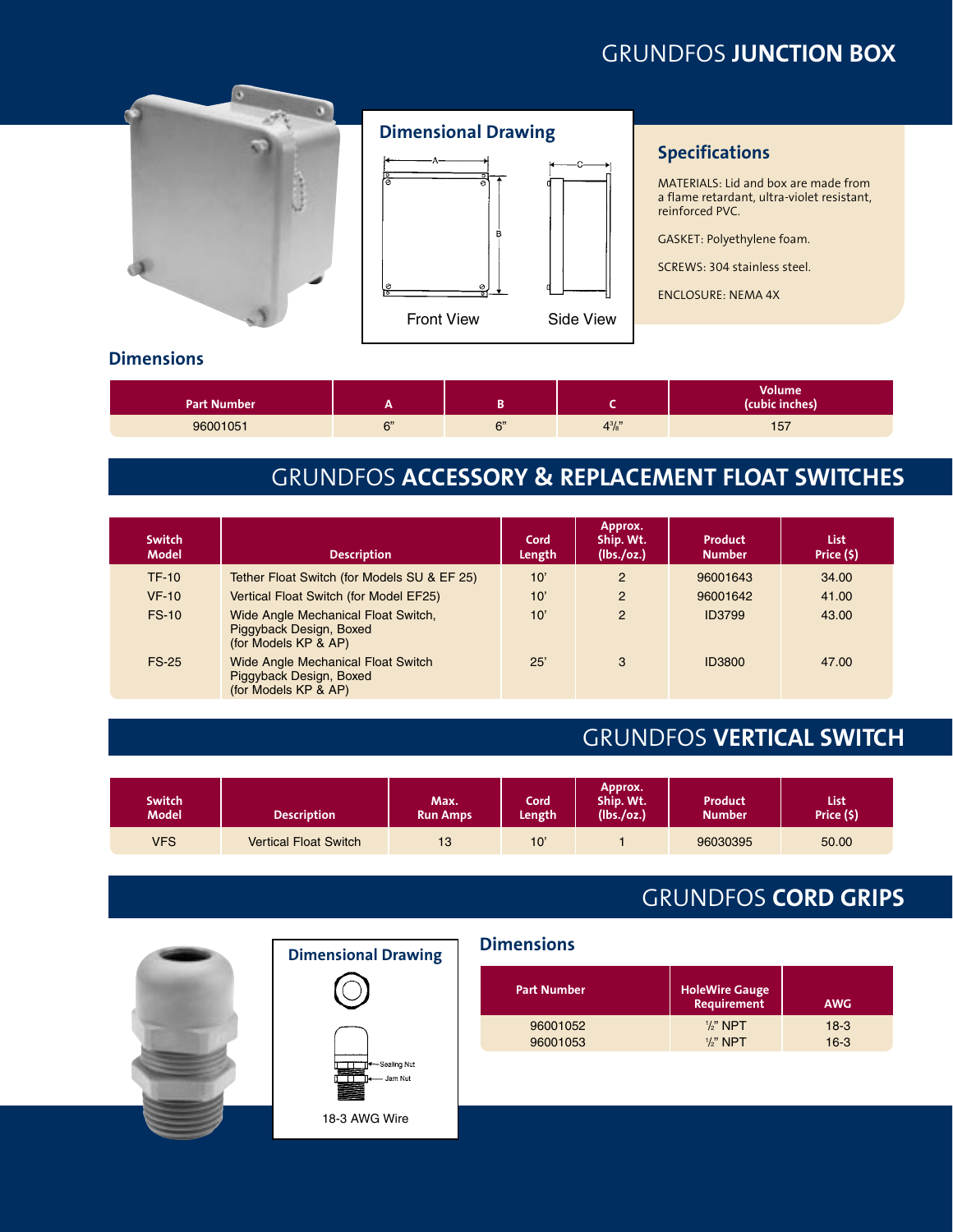# GRUNDFOS **JUNCTION BOX**

## Dimensional Drawing

Front View

Side View

## Specifications

MATERIALS: Lid and box are made from a flame retardant, ultra-violet resistant, reinforced PVC.

GASKET: Polyethylene foam.

SCREWS: 304 stainless steel.

ENCLOSURE: NEMA 4X

## Dimensions

| Part Number | A | B | C | Volume (cubic inches) |
|---|---|---|---|---|
| 96001051 | 6" | 6" | 4⅜" | 157 |

# GRUNDFOS **ACCESSORY & REPLACEMENT FLOAT SWITCHES**

| Switch Model | Description | Cord Length | Approx. Ship. Wt. (lbs./oz.) | Product Number | List Price ($) |
|---|---|---|---|---|---|
| TF-10 | Tether Float Switch (for Models SU & EF 25) | 10' | 2 | 96001643 | 34.00 |
| VF-10 | Vertical Float Switch (for Model EF25) | 10' | 2 | 96001642 | 41.00 |
| FS-10 | Wide Angle Mechanical Float Switch, Piggyback Design, Boxed (for Models KP & AP) | 10' | 2 | ID3799 | 43.00 |
| FS-25 | Wide Angle Mechanical Float Switch Piggyback Design, Boxed (for Models KP & AP) | 25' | 3 | ID3800 | 47.00 |

# GRUNDFOS **VERTICAL SWITCH**

| Switch Model | Description | Max. Run Amps | Cord Length | Approx. Ship. Wt. (lbs./oz.) | Product Number | List Price ($) |
|---|---|---|---|---|---|---|
| VFS | Vertical Float Switch | 13 | 10' | 1 | 96030395 | 50.00 |

# GRUNDFOS **CORD GRIPS**

## Dimensional Drawing

Sealing Nut

Jam Nut

18-3 AWG Wire

## Dimensions

| Part Number | HoleWire Gauge Requirement | AWG |
|---|---|---|
| 96001052 | ½" NPT | 18-3 |
| 96001053 | ½" NPT | 16-3 |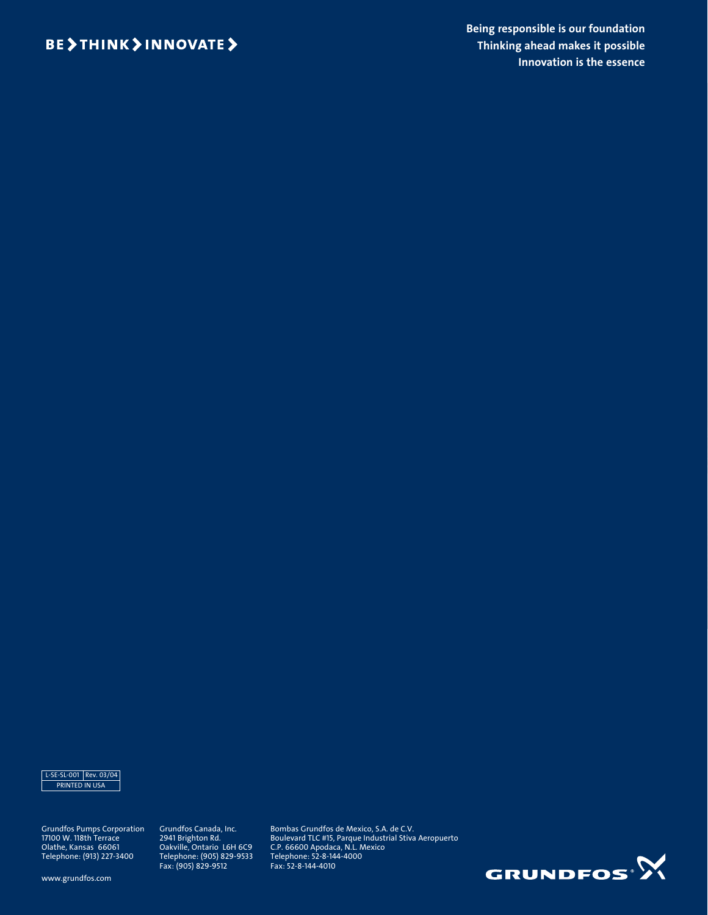BE > THINK > INNOVATE >

**Being responsible is our foundation**
**Thinking ahead makes it possible**
**Innovation is the essence**

| L-SE-SL-001 | Rev. 03/04 |
| --- | --- |
| PRINTED IN USA | |

Grundfos Pumps Corporation
17100 W. 118th Terrace
Olathe, Kansas 66061
Telephone: (913) 227-3400

Grundfos Canada, Inc.
2941 Brighton Rd.
Oakville, Ontario L6H 6C9
Telephone: (905) 829-9533
Fax: (905) 829-9512

Bombas Grundfos de Mexico, S.A. de C.V.
Boulevard TLC #15, Parque Industrial Stiva Aeropuerto
C.P. 66600 Apodaca, N.L. Mexico
Telephone: 52-8-144-4000
Fax: 52-8-144-4010

www.grundfos.com

GRUNDFOS®